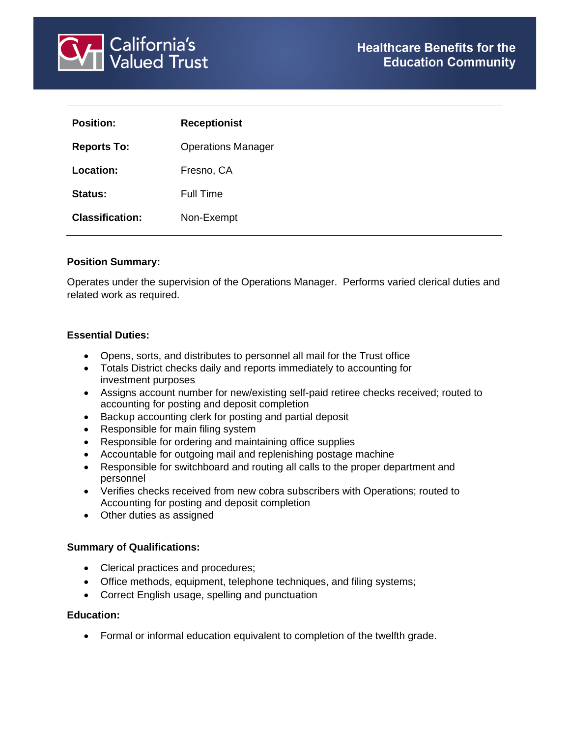California's Valued Trust

**Healthcare Benefits for the Education Community**

| | |
|---|---|
| **Position:** | **Receptionist** |
| **Reports To:** | Operations Manager |
| **Location:** | Fresno, CA |
| **Status:** | Full Time |
| **Classification:** | Non-Exempt |

**Position Summary:**

Operates under the supervision of the Operations Manager. Performs varied clerical duties and related work as required.

**Essential Duties:**

- Opens, sorts, and distributes to personnel all mail for the Trust office
- Totals District checks daily and reports immediately to accounting for investment purposes
- Assigns account number for new/existing self-paid retiree checks received; routed to accounting for posting and deposit completion
- Backup accounting clerk for posting and partial deposit
- Responsible for main filing system
- Responsible for ordering and maintaining office supplies
- Accountable for outgoing mail and replenishing postage machine
- Responsible for switchboard and routing all calls to the proper department and personnel
- Verifies checks received from new cobra subscribers with Operations; routed to Accounting for posting and deposit completion
- Other duties as assigned

**Summary of Qualifications:**

- Clerical practices and procedures;
- Office methods, equipment, telephone techniques, and filing systems;
- Correct English usage, spelling and punctuation

**Education:**

- Formal or informal education equivalent to completion of the twelfth grade.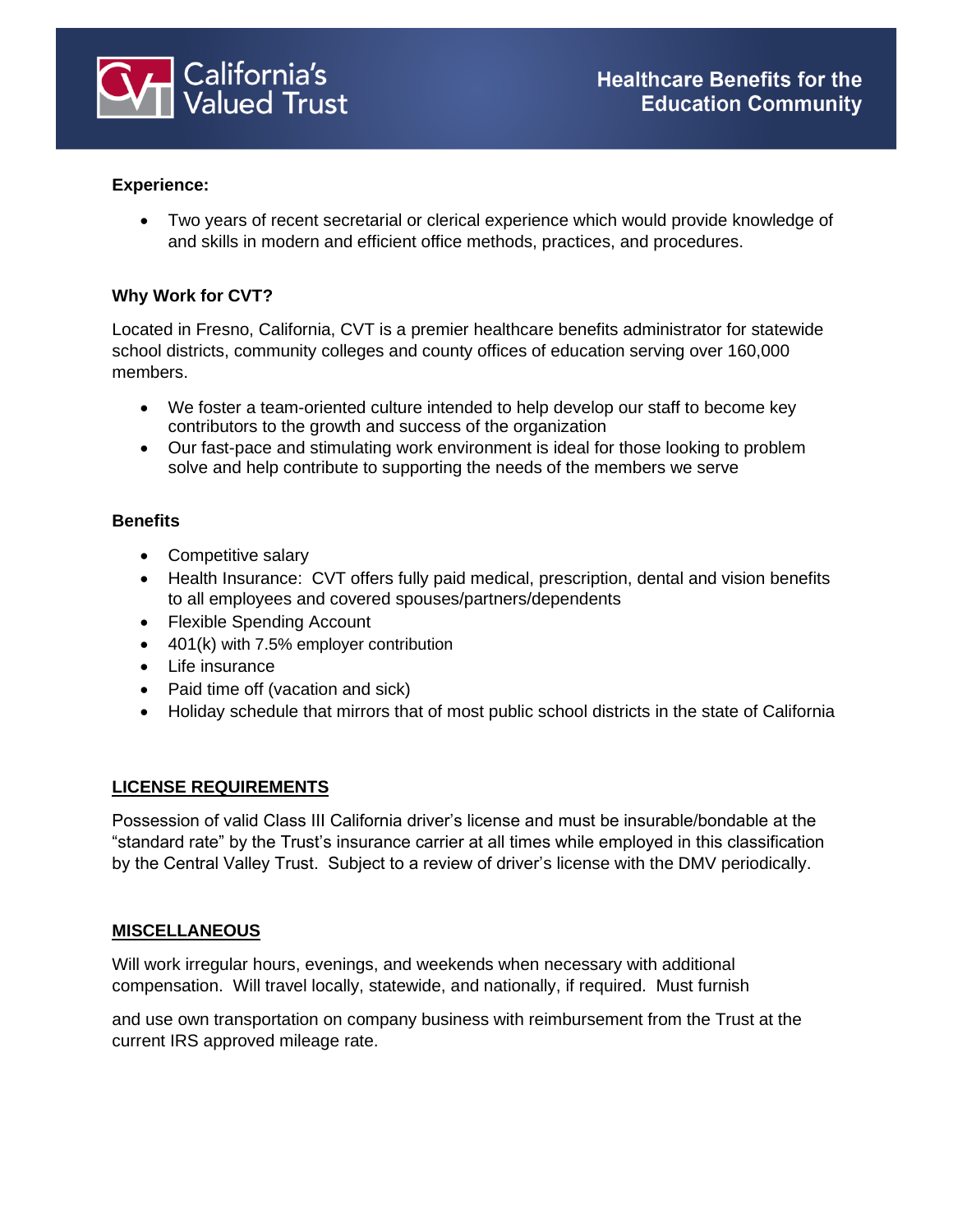**Experience:**

- Two years of recent secretarial or clerical experience which would provide knowledge of and skills in modern and efficient office methods, practices, and procedures.

**Why Work for CVT?**

Located in Fresno, California, CVT is a premier healthcare benefits administrator for statewide school districts, community colleges and county offices of education serving over 160,000 members.

- We foster a team-oriented culture intended to help develop our staff to become key contributors to the growth and success of the organization
- Our fast-pace and stimulating work environment is ideal for those looking to problem solve and help contribute to supporting the needs of the members we serve

**Benefits**

- Competitive salary
- Health Insurance: CVT offers fully paid medical, prescription, dental and vision benefits to all employees and covered spouses/partners/dependents
- Flexible Spending Account
- 401(k) with 7.5% employer contribution
- Life insurance
- Paid time off (vacation and sick)
- Holiday schedule that mirrors that of most public school districts in the state of California

**LICENSE REQUIREMENTS**

Possession of valid Class III California driver's license and must be insurable/bondable at the "standard rate" by the Trust's insurance carrier at all times while employed in this classification by the Central Valley Trust. Subject to a review of driver's license with the DMV periodically.

**MISCELLANEOUS**

Will work irregular hours, evenings, and weekends when necessary with additional compensation. Will travel locally, statewide, and nationally, if required. Must furnish and use own transportation on company business with reimbursement from the Trust at the current IRS approved mileage rate.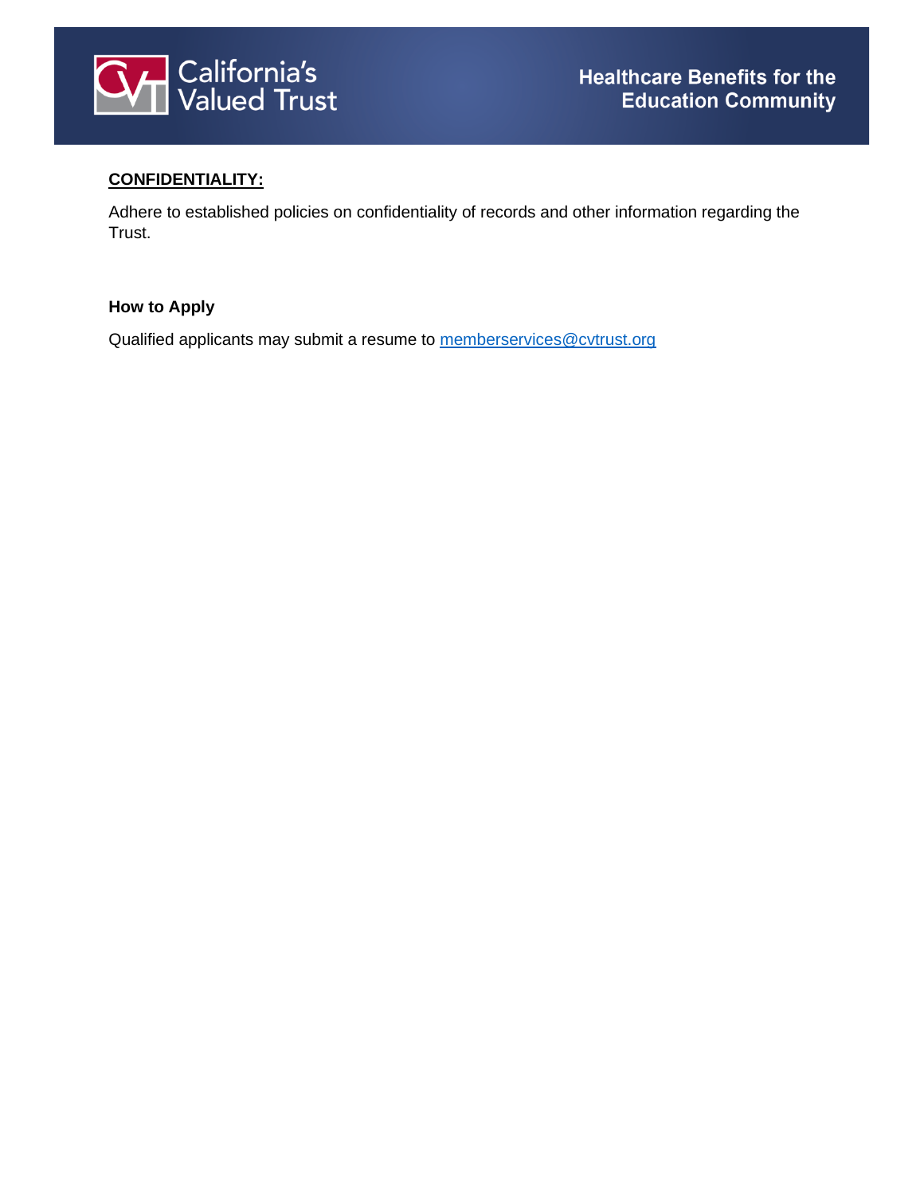## CONFIDENTIALITY:

Adhere to established policies on confidentiality of records and other information regarding the Trust.

### How to Apply

Qualified applicants may submit a resume to memberservices@cvtrust.org